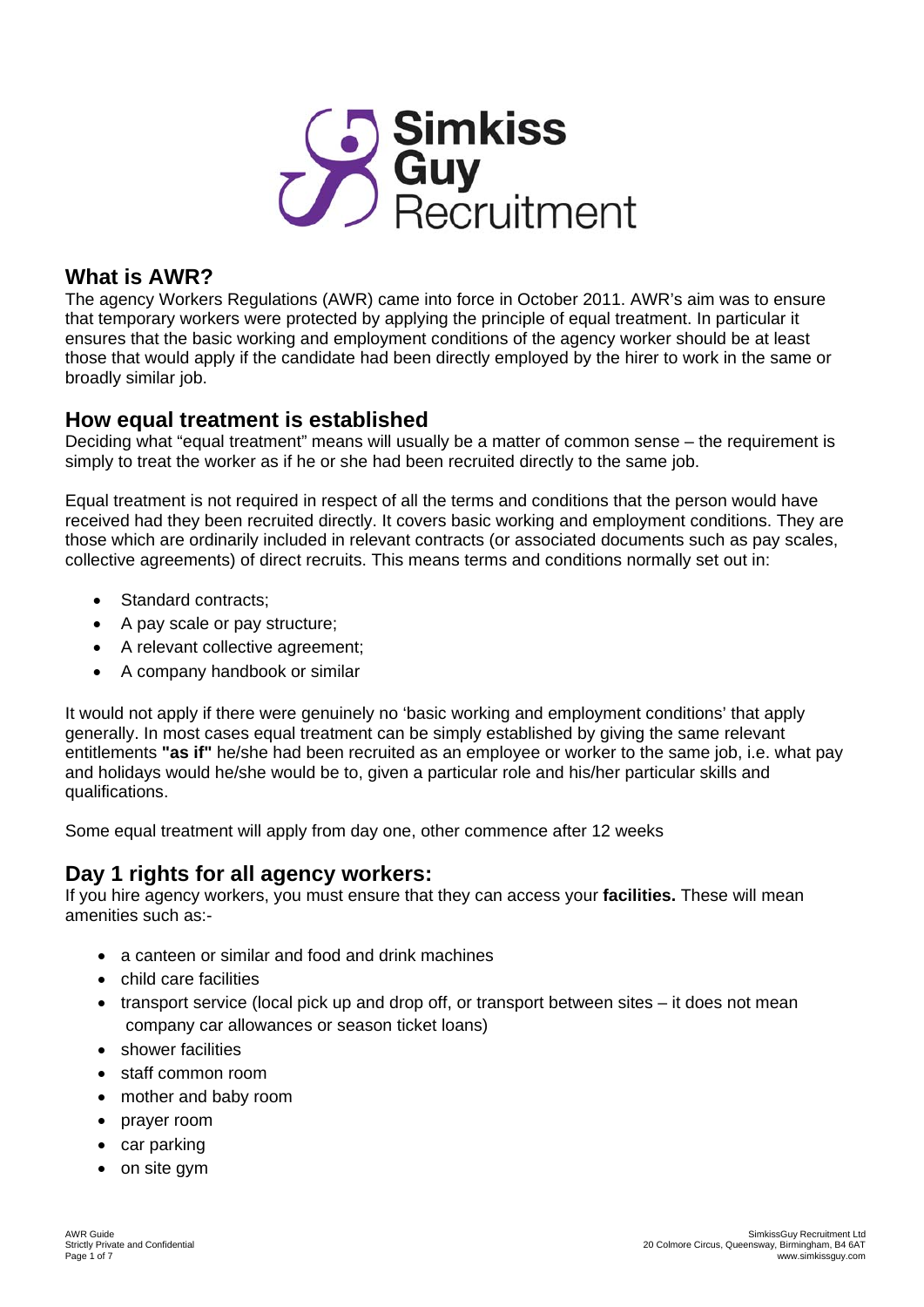## What is AWR?

The agency Workers Regulations (AWR) came into force in October 2011. AWR's aim was to ensure that temporary workers were protected by applying the principle of equal treatment. In particular it ensures that the basic working and employment conditions of the agency worker should be at least those that would apply if the candidate had been directly employed by the hirer to work in the same or broadly similar job.

## How equal treatment is established

Deciding what "equal treatment" means will usually be a matter of common sense – the requirement is simply to treat the worker as if he or she had been recruited directly to the same job.

Equal treatment is not required in respect of all the terms and conditions that the person would have received had they been recruited directly. It covers basic working and employment conditions. They are those which are ordinarily included in relevant contracts (or associated documents such as pay scales, collective agreements) of direct recruits. This means terms and conditions normally set out in:

- Standard contracts;
- A pay scale or pay structure;
- A relevant collective agreement;
- A company handbook or similar

It would not apply if there were genuinely no 'basic working and employment conditions' that apply generally. In most cases equal treatment can be simply established by giving the same relevant entitlements **"as if"** he/she had been recruited as an employee or worker to the same job, i.e. what pay and holidays would he/she would be to, given a particular role and his/her particular skills and qualifications.

Some equal treatment will apply from day one, other commence after 12 weeks

## Day 1 rights for all agency workers:

If you hire agency workers, you must ensure that they can access your **facilities.** These will mean amenities such as:-

- a canteen or similar and food and drink machines
- child care facilities
- transport service (local pick up and drop off, or transport between sites – it does not mean company car allowances or season ticket loans)
- shower facilities
- staff common room
- mother and baby room
- prayer room
- car parking
- on site gym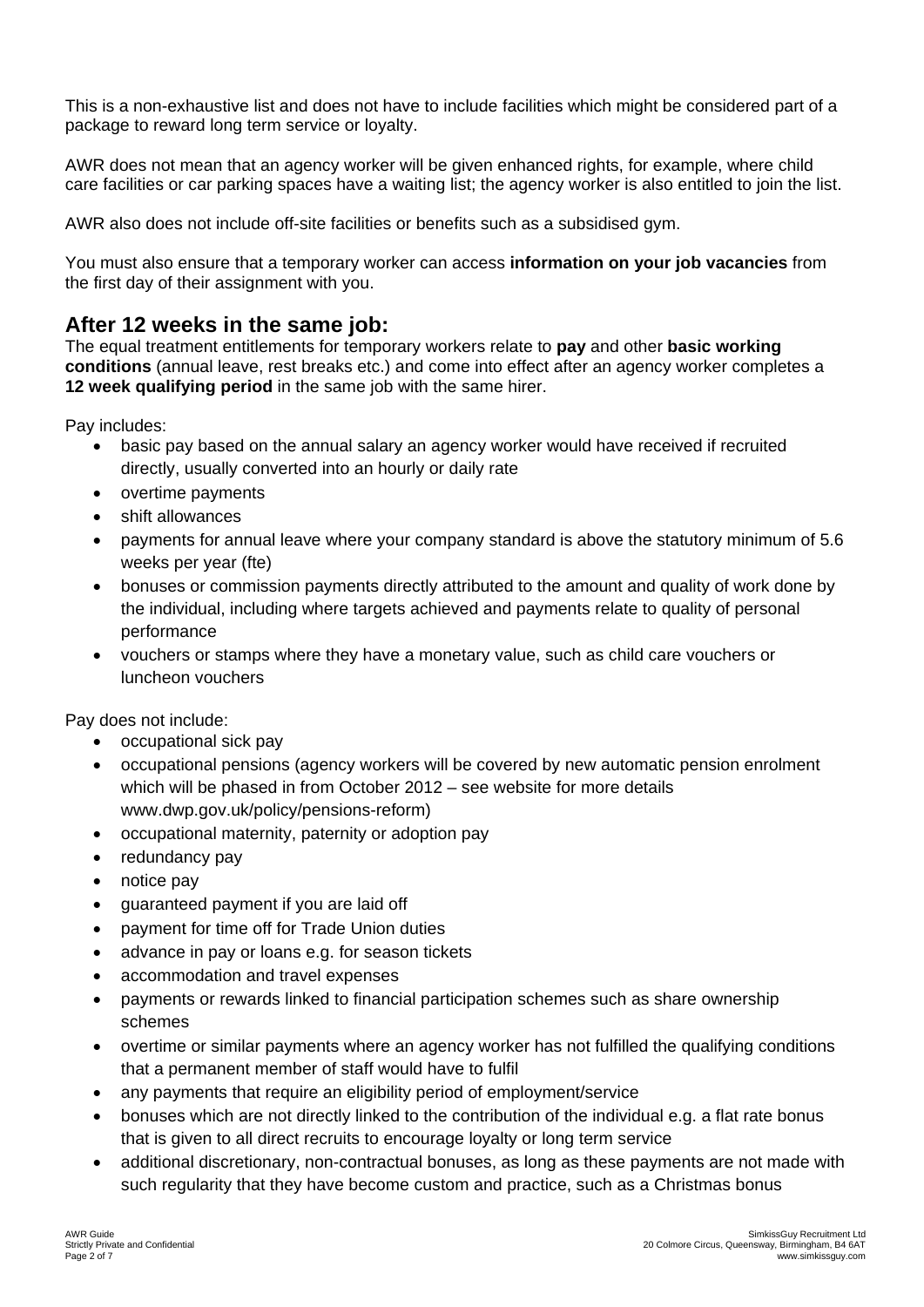This is a non-exhaustive list and does not have to include facilities which might be considered part of a package to reward long term service or loyalty.

AWR does not mean that an agency worker will be given enhanced rights, for example, where child care facilities or car parking spaces have a waiting list; the agency worker is also entitled to join the list.

AWR also does not include off-site facilities or benefits such as a subsidised gym.

You must also ensure that a temporary worker can access **information on your job vacancies** from the first day of their assignment with you.

## After 12 weeks in the same job:

The equal treatment entitlements for temporary workers relate to **pay** and other **basic working conditions** (annual leave, rest breaks etc.) and come into effect after an agency worker completes a **12 week qualifying period** in the same job with the same hirer.

Pay includes:

- basic pay based on the annual salary an agency worker would have received if recruited directly, usually converted into an hourly or daily rate
- overtime payments
- shift allowances
- payments for annual leave where your company standard is above the statutory minimum of 5.6 weeks per year (fte)
- bonuses or commission payments directly attributed to the amount and quality of work done by the individual, including where targets achieved and payments relate to quality of personal performance
- vouchers or stamps where they have a monetary value, such as child care vouchers or luncheon vouchers

Pay does not include:

- occupational sick pay
- occupational pensions (agency workers will be covered by new automatic pension enrolment which will be phased in from October 2012 – see website for more details www.dwp.gov.uk/policy/pensions-reform)
- occupational maternity, paternity or adoption pay
- redundancy pay
- notice pay
- guaranteed payment if you are laid off
- payment for time off for Trade Union duties
- advance in pay or loans e.g. for season tickets
- accommodation and travel expenses
- payments or rewards linked to financial participation schemes such as share ownership schemes
- overtime or similar payments where an agency worker has not fulfilled the qualifying conditions that a permanent member of staff would have to fulfil
- any payments that require an eligibility period of employment/service
- bonuses which are not directly linked to the contribution of the individual e.g. a flat rate bonus that is given to all direct recruits to encourage loyalty or long term service
- additional discretionary, non-contractual bonuses, as long as these payments are not made with such regularity that they have become custom and practice, such as a Christmas bonus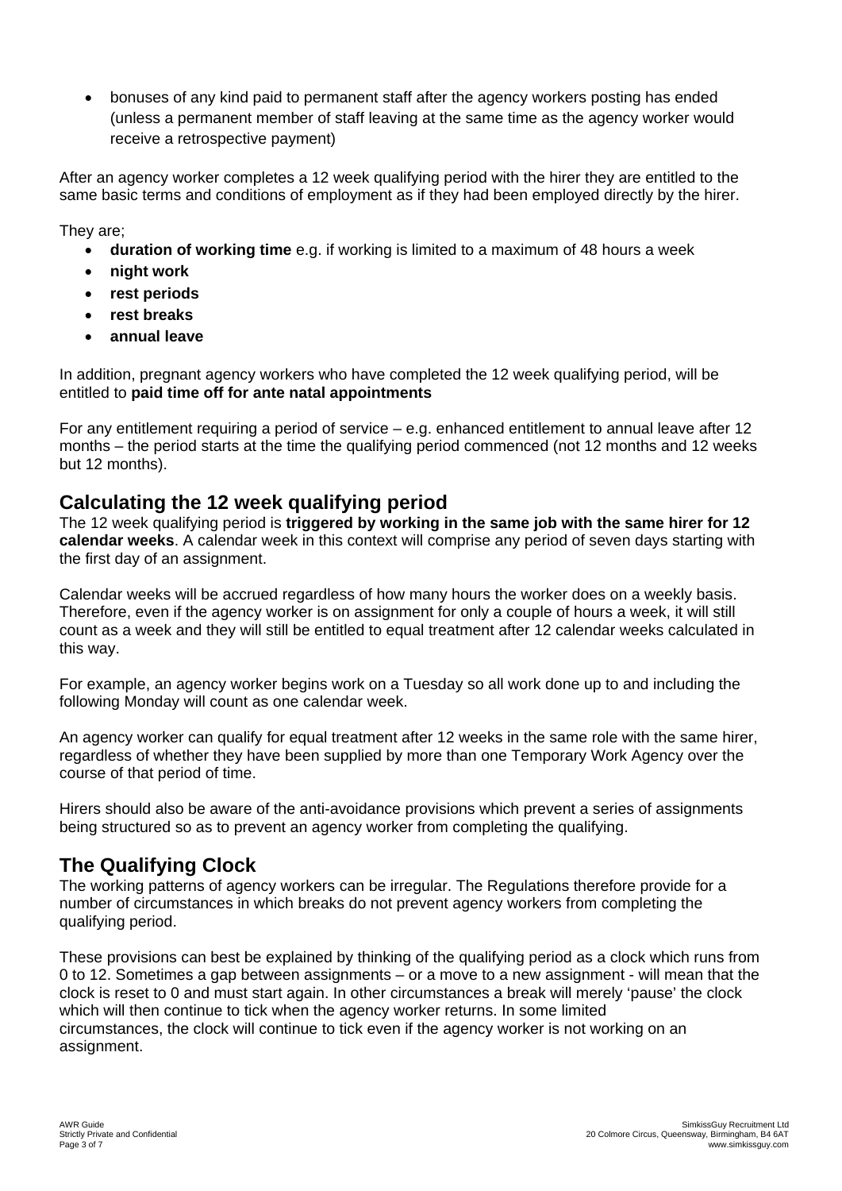- bonuses of any kind paid to permanent staff after the agency workers posting has ended (unless a permanent member of staff leaving at the same time as the agency worker would receive a retrospective payment)

After an agency worker completes a 12 week qualifying period with the hirer they are entitled to the same basic terms and conditions of employment as if they had been employed directly by the hirer.

They are;

- **duration of working time** e.g. if working is limited to a maximum of 48 hours a week
- **night work**
- **rest periods**
- **rest breaks**
- **annual leave**

In addition, pregnant agency workers who have completed the 12 week qualifying period, will be entitled to **paid time off for ante natal appointments**

For any entitlement requiring a period of service – e.g. enhanced entitlement to annual leave after 12 months – the period starts at the time the qualifying period commenced (not 12 months and 12 weeks but 12 months).

## Calculating the 12 week qualifying period

The 12 week qualifying period is **triggered by working in the same job with the same hirer for 12 calendar weeks**. A calendar week in this context will comprise any period of seven days starting with the first day of an assignment.

Calendar weeks will be accrued regardless of how many hours the worker does on a weekly basis. Therefore, even if the agency worker is on assignment for only a couple of hours a week, it will still count as a week and they will still be entitled to equal treatment after 12 calendar weeks calculated in this way.

For example, an agency worker begins work on a Tuesday so all work done up to and including the following Monday will count as one calendar week.

An agency worker can qualify for equal treatment after 12 weeks in the same role with the same hirer, regardless of whether they have been supplied by more than one Temporary Work Agency over the course of that period of time.

Hirers should also be aware of the anti-avoidance provisions which prevent a series of assignments being structured so as to prevent an agency worker from completing the qualifying.

## The Qualifying Clock

The working patterns of agency workers can be irregular. The Regulations therefore provide for a number of circumstances in which breaks do not prevent agency workers from completing the qualifying period.

These provisions can best be explained by thinking of the qualifying period as a clock which runs from 0 to 12. Sometimes a gap between assignments – or a move to a new assignment - will mean that the clock is reset to 0 and must start again. In other circumstances a break will merely 'pause' the clock which will then continue to tick when the agency worker returns. In some limited circumstances, the clock will continue to tick even if the agency worker is not working on an assignment.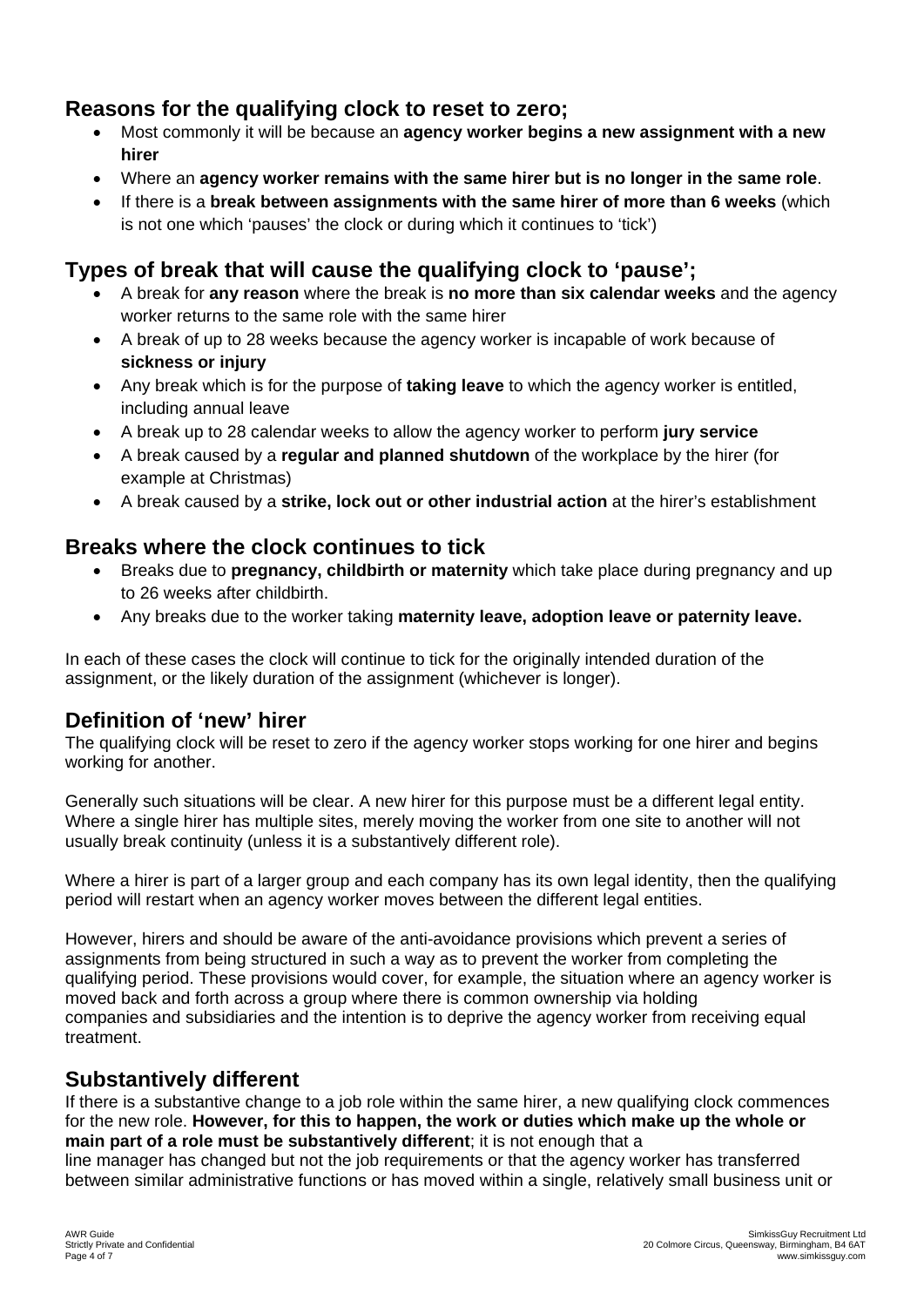## Reasons for the qualifying clock to reset to zero;

- Most commonly it will be because an **agency worker begins a new assignment with a new hirer**
- Where an **agency worker remains with the same hirer but is no longer in the same role**.
- If there is a **break between assignments with the same hirer of more than 6 weeks** (which is not one which 'pauses' the clock or during which it continues to 'tick')

## Types of break that will cause the qualifying clock to 'pause';

- A break for **any reason** where the break is **no more than six calendar weeks** and the agency worker returns to the same role with the same hirer
- A break of up to 28 weeks because the agency worker is incapable of work because of **sickness or injury**
- Any break which is for the purpose of **taking leave** to which the agency worker is entitled, including annual leave
- A break up to 28 calendar weeks to allow the agency worker to perform **jury service**
- A break caused by a **regular and planned shutdown** of the workplace by the hirer (for example at Christmas)
- A break caused by a **strike, lock out or other industrial action** at the hirer's establishment

## Breaks where the clock continues to tick

- Breaks due to **pregnancy, childbirth or maternity** which take place during pregnancy and up to 26 weeks after childbirth.
- Any breaks due to the worker taking **maternity leave, adoption leave or paternity leave.**

In each of these cases the clock will continue to tick for the originally intended duration of the assignment, or the likely duration of the assignment (whichever is longer).

## Definition of 'new' hirer

The qualifying clock will be reset to zero if the agency worker stops working for one hirer and begins working for another.

Generally such situations will be clear. A new hirer for this purpose must be a different legal entity. Where a single hirer has multiple sites, merely moving the worker from one site to another will not usually break continuity (unless it is a substantively different role).

Where a hirer is part of a larger group and each company has its own legal identity, then the qualifying period will restart when an agency worker moves between the different legal entities.

However, hirers and should be aware of the anti-avoidance provisions which prevent a series of assignments from being structured in such a way as to prevent the worker from completing the qualifying period. These provisions would cover, for example, the situation where an agency worker is moved back and forth across a group where there is common ownership via holding companies and subsidiaries and the intention is to deprive the agency worker from receiving equal treatment.

## Substantively different

If there is a substantive change to a job role within the same hirer, a new qualifying clock commences for the new role. **However, for this to happen, the work or duties which make up the whole or main part of a role must be substantively different**; it is not enough that a line manager has changed but not the job requirements or that the agency worker has transferred between similar administrative functions or has moved within a single, relatively small business unit or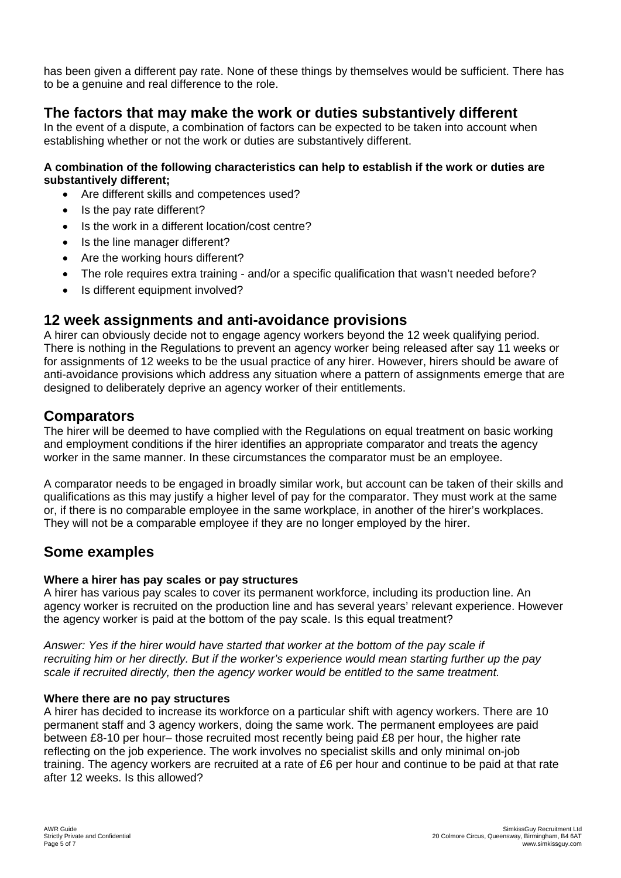has been given a different pay rate. None of these things by themselves would be sufficient. There has to be a genuine and real difference to the role.

## The factors that may make the work or duties substantively different

In the event of a dispute, a combination of factors can be expected to be taken into account when establishing whether or not the work or duties are substantively different.

**A combination of the following characteristics can help to establish if the work or duties are substantively different;**

- Are different skills and competences used?
- Is the pay rate different?
- Is the work in a different location/cost centre?
- Is the line manager different?
- Are the working hours different?
- The role requires extra training - and/or a specific qualification that wasn't needed before?
- Is different equipment involved?

## 12 week assignments and anti-avoidance provisions

A hirer can obviously decide not to engage agency workers beyond the 12 week qualifying period. There is nothing in the Regulations to prevent an agency worker being released after say 11 weeks or for assignments of 12 weeks to be the usual practice of any hirer. However, hirers should be aware of anti-avoidance provisions which address any situation where a pattern of assignments emerge that are designed to deliberately deprive an agency worker of their entitlements.

## Comparators

The hirer will be deemed to have complied with the Regulations on equal treatment on basic working and employment conditions if the hirer identifies an appropriate comparator and treats the agency worker in the same manner. In these circumstances the comparator must be an employee.

A comparator needs to be engaged in broadly similar work, but account can be taken of their skills and qualifications as this may justify a higher level of pay for the comparator. They must work at the same or, if there is no comparable employee in the same workplace, in another of the hirer's workplaces. They will not be a comparable employee if they are no longer employed by the hirer.

## Some examples

**Where a hirer has pay scales or pay structures**

A hirer has various pay scales to cover its permanent workforce, including its production line. An agency worker is recruited on the production line and has several years' relevant experience. However the agency worker is paid at the bottom of the pay scale. Is this equal treatment?

*Answer: Yes if the hirer would have started that worker at the bottom of the pay scale if recruiting him or her directly. But if the worker's experience would mean starting further up the pay scale if recruited directly, then the agency worker would be entitled to the same treatment.*

**Where there are no pay structures**

A hirer has decided to increase its workforce on a particular shift with agency workers. There are 10 permanent staff and 3 agency workers, doing the same work. The permanent employees are paid between £8-10 per hour– those recruited most recently being paid £8 per hour, the higher rate reflecting on the job experience. The work involves no specialist skills and only minimal on-job training. The agency workers are recruited at a rate of £6 per hour and continue to be paid at that rate after 12 weeks. Is this allowed?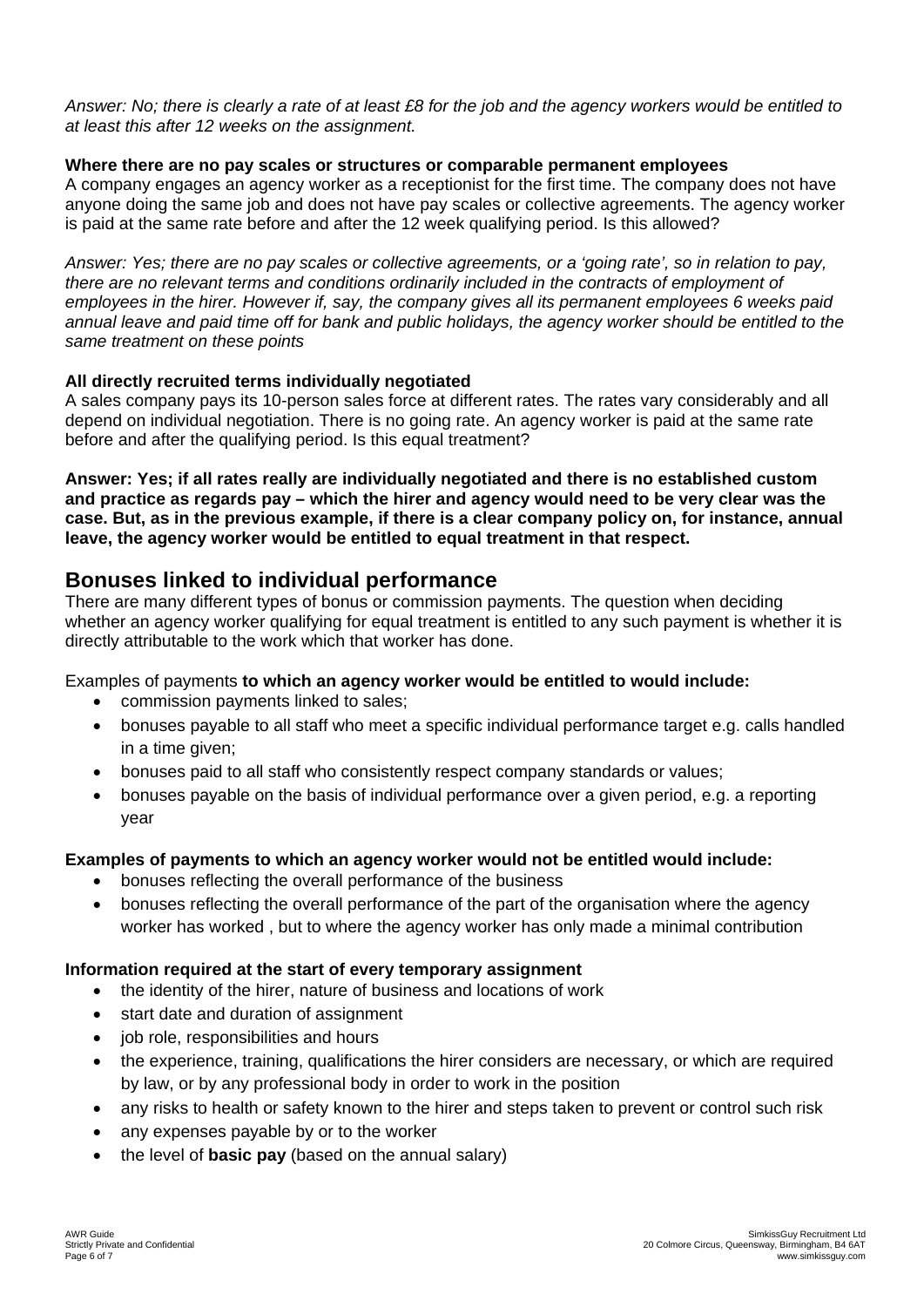*Answer: No; there is clearly a rate of at least £8 for the job and the agency workers would be entitled to at least this after 12 weeks on the assignment.*

**Where there are no pay scales or structures or comparable permanent employees**
A company engages an agency worker as a receptionist for the first time. The company does not have anyone doing the same job and does not have pay scales or collective agreements. The agency worker is paid at the same rate before and after the 12 week qualifying period. Is this allowed?

*Answer: Yes; there are no pay scales or collective agreements, or a 'going rate', so in relation to pay, there are no relevant terms and conditions ordinarily included in the contracts of employment of employees in the hirer. However if, say, the company gives all its permanent employees 6 weeks paid annual leave and paid time off for bank and public holidays, the agency worker should be entitled to the same treatment on these points*

**All directly recruited terms individually negotiated**
A sales company pays its 10-person sales force at different rates. The rates vary considerably and all depend on individual negotiation. There is no going rate. An agency worker is paid at the same rate before and after the qualifying period. Is this equal treatment?

**Answer: Yes; if all rates really are individually negotiated and there is no established custom and practice as regards pay – which the hirer and agency would need to be very clear was the case. But, as in the previous example, if there is a clear company policy on, for instance, annual leave, the agency worker would be entitled to equal treatment in that respect.**

## Bonuses linked to individual performance

There are many different types of bonus or commission payments. The question when deciding whether an agency worker qualifying for equal treatment is entitled to any such payment is whether it is directly attributable to the work which that worker has done.

Examples of payments **to which an agency worker would be entitled to would include:**

- commission payments linked to sales;
- bonuses payable to all staff who meet a specific individual performance target e.g. calls handled in a time given;
- bonuses paid to all staff who consistently respect company standards or values;
- bonuses payable on the basis of individual performance over a given period, e.g. a reporting year

**Examples of payments to which an agency worker would not be entitled would include:**

- bonuses reflecting the overall performance of the business
- bonuses reflecting the overall performance of the part of the organisation where the agency worker has worked , but to where the agency worker has only made a minimal contribution

**Information required at the start of every temporary assignment**

- the identity of the hirer, nature of business and locations of work
- start date and duration of assignment
- job role, responsibilities and hours
- the experience, training, qualifications the hirer considers are necessary, or which are required by law, or by any professional body in order to work in the position
- any risks to health or safety known to the hirer and steps taken to prevent or control such risk
- any expenses payable by or to the worker
- the level of **basic pay** (based on the annual salary)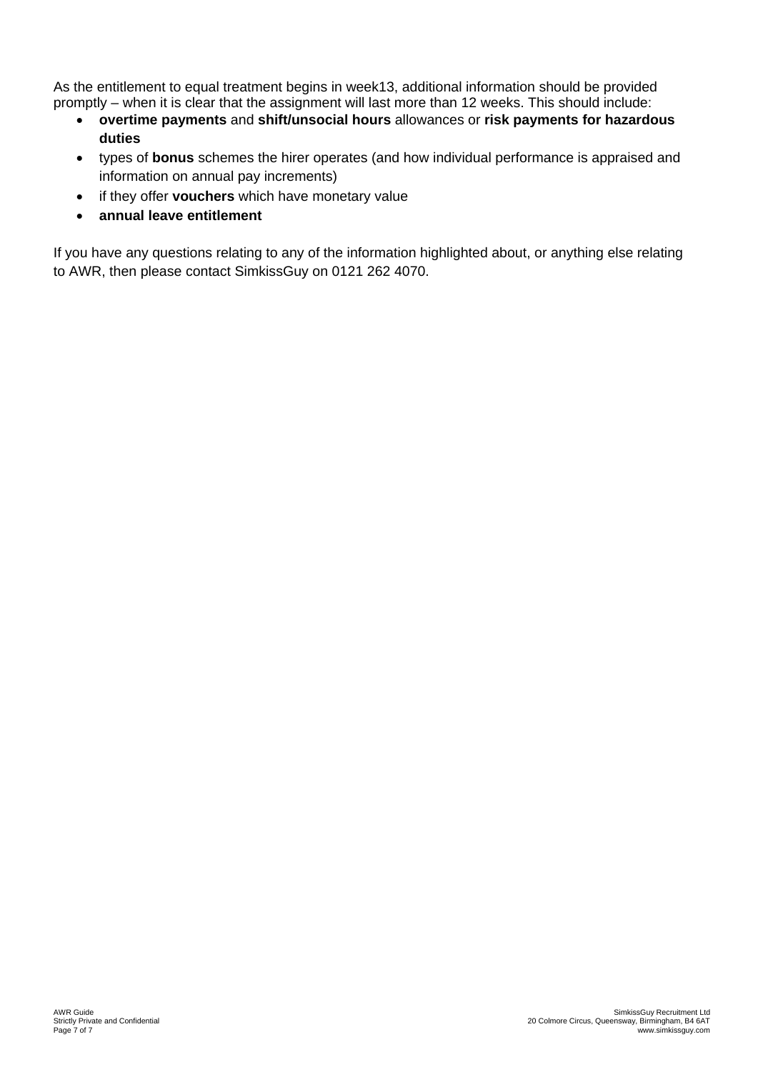As the entitlement to equal treatment begins in week13, additional information should be provided promptly – when it is clear that the assignment will last more than 12 weeks. This should include:

- **overtime payments** and **shift/unsocial hours** allowances or **risk payments for hazardous duties**
- types of **bonus** schemes the hirer operates (and how individual performance is appraised and information on annual pay increments)
- if they offer **vouchers** which have monetary value
- **annual leave entitlement**

If you have any questions relating to any of the information highlighted about, or anything else relating to AWR, then please contact SimkissGuy on 0121 262 4070.